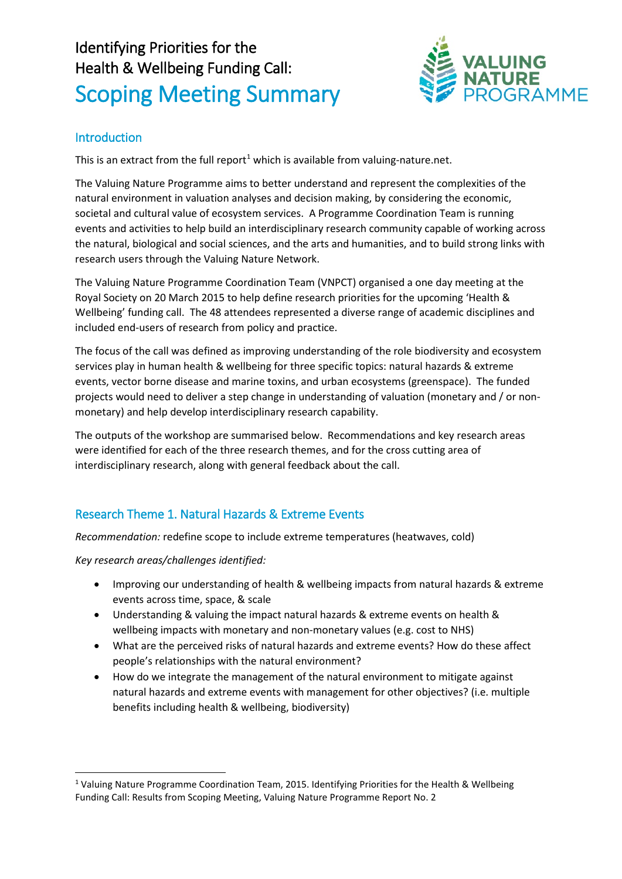# Identifying Priorities for the Health & Wellbeing Funding Call: Scoping Meeting Summary

## Introduction

This is an extract from the full report[1] which is available from valuing-nature.net.

The Valuing Nature Programme aims to better understand and represent the complexities of the natural environment in valuation analyses and decision making, by considering the economic, societal and cultural value of ecosystem services. A Programme Coordination Team is running events and activities to help build an interdisciplinary research community capable of working across the natural, biological and social sciences, and the arts and humanities, and to build strong links with research users through the Valuing Nature Network.

The Valuing Nature Programme Coordination Team (VNPCT) organised a one day meeting at the Royal Society on 20 March 2015 to help define research priorities for the upcoming 'Health & Wellbeing' funding call. The 48 attendees represented a diverse range of academic disciplines and included end-users of research from policy and practice.

The focus of the call was defined as improving understanding of the role biodiversity and ecosystem services play in human health & wellbeing for three specific topics: natural hazards & extreme events, vector borne disease and marine toxins, and urban ecosystems (greenspace). The funded projects would need to deliver a step change in understanding of valuation (monetary and / or non-monetary) and help develop interdisciplinary research capability.

The outputs of the workshop are summarised below. Recommendations and key research areas were identified for each of the three research themes, and for the cross cutting area of interdisciplinary research, along with general feedback about the call.

## Research Theme 1. Natural Hazards & Extreme Events

*Recommendation:* redefine scope to include extreme temperatures (heatwaves, cold)

*Key research areas/challenges identified:*

- Improving our understanding of health & wellbeing impacts from natural hazards & extreme events across time, space, & scale
- Understanding & valuing the impact natural hazards & extreme events on health & wellbeing impacts with monetary and non-monetary values (e.g. cost to NHS)
- What are the perceived risks of natural hazards and extreme events? How do these affect people's relationships with the natural environment?
- How do we integrate the management of the natural environment to mitigate against natural hazards and extreme events with management for other objectives? (i.e. multiple benefits including health & wellbeing, biodiversity)

[1] Valuing Nature Programme Coordination Team, 2015. Identifying Priorities for the Health & Wellbeing Funding Call: Results from Scoping Meeting, Valuing Nature Programme Report No. 2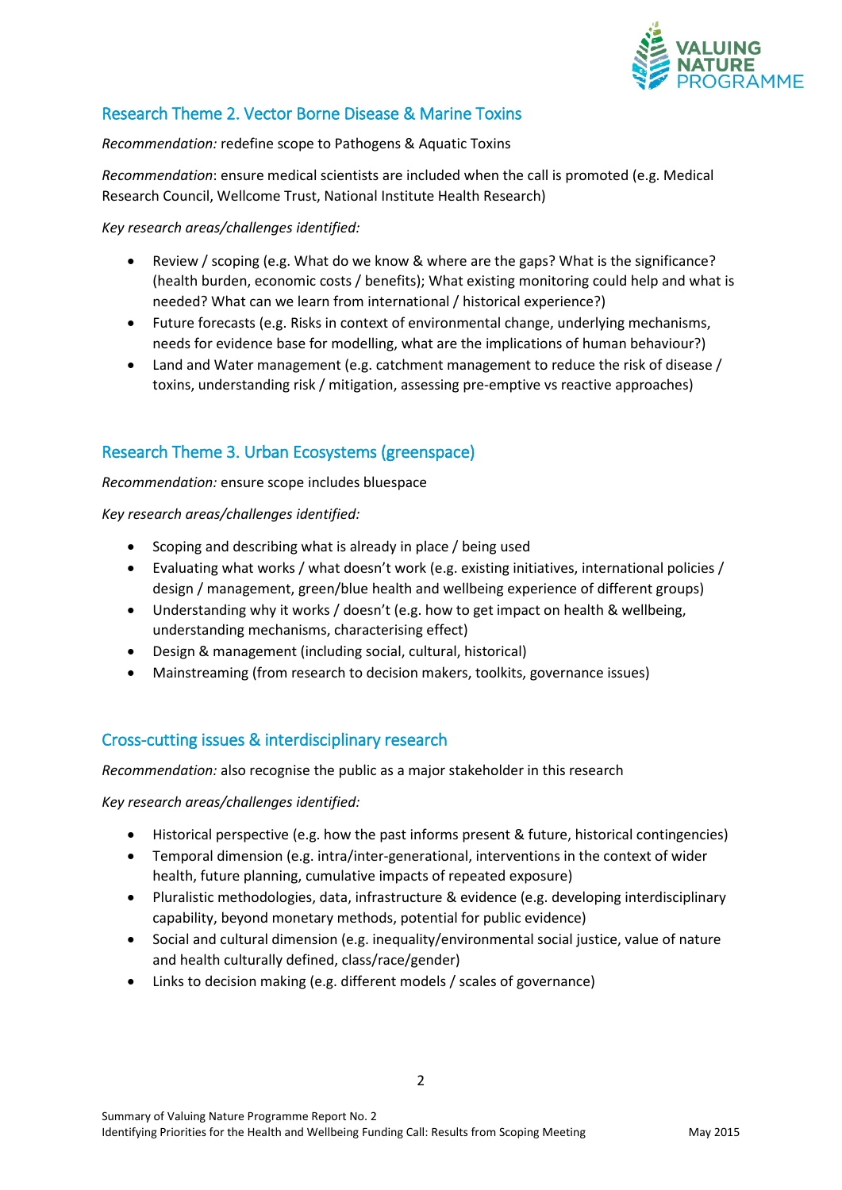## Research Theme 2. Vector Borne Disease & Marine Toxins

*Recommendation:* redefine scope to Pathogens & Aquatic Toxins

*Recommendation*: ensure medical scientists are included when the call is promoted (e.g. Medical Research Council, Wellcome Trust, National Institute Health Research)

*Key research areas/challenges identified:*

- Review / scoping (e.g. What do we know & where are the gaps? What is the significance? (health burden, economic costs / benefits); What existing monitoring could help and what is needed? What can we learn from international / historical experience?)
- Future forecasts (e.g. Risks in context of environmental change, underlying mechanisms, needs for evidence base for modelling, what are the implications of human behaviour?)
- Land and Water management (e.g. catchment management to reduce the risk of disease / toxins, understanding risk / mitigation, assessing pre-emptive vs reactive approaches)

## Research Theme 3. Urban Ecosystems (greenspace)

*Recommendation:* ensure scope includes bluespace

*Key research areas/challenges identified:*

- Scoping and describing what is already in place / being used
- Evaluating what works / what doesn't work (e.g. existing initiatives, international policies / design / management, green/blue health and wellbeing experience of different groups)
- Understanding why it works / doesn't (e.g. how to get impact on health & wellbeing, understanding mechanisms, characterising effect)
- Design & management (including social, cultural, historical)
- Mainstreaming (from research to decision makers, toolkits, governance issues)

## Cross-cutting issues & interdisciplinary research

*Recommendation:* also recognise the public as a major stakeholder in this research

*Key research areas/challenges identified:*

- Historical perspective (e.g. how the past informs present & future, historical contingencies)
- Temporal dimension (e.g. intra/inter-generational, interventions in the context of wider health, future planning, cumulative impacts of repeated exposure)
- Pluralistic methodologies, data, infrastructure & evidence (e.g. developing interdisciplinary capability, beyond monetary methods, potential for public evidence)
- Social and cultural dimension (e.g. inequality/environmental social justice, value of nature and health culturally defined, class/race/gender)
- Links to decision making (e.g. different models / scales of governance)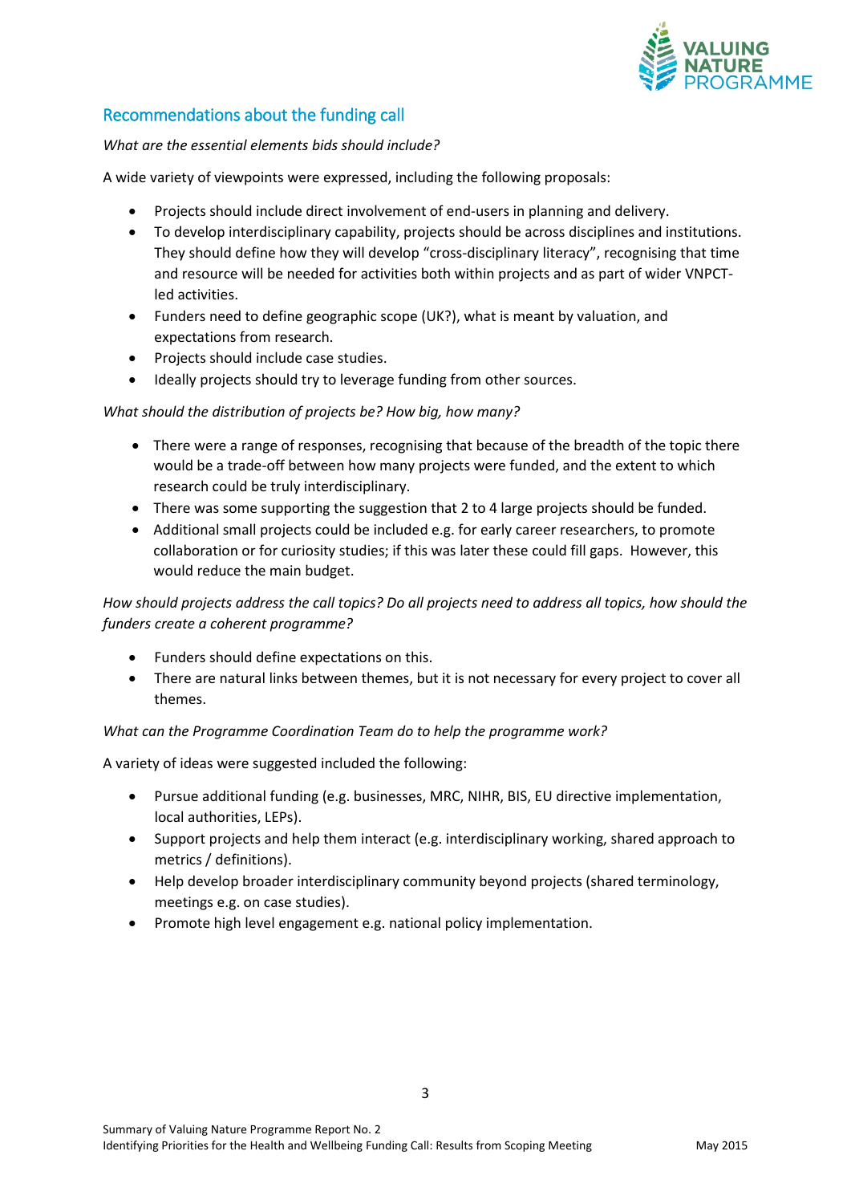## Recommendations about the funding call

*What are the essential elements bids should include?*

A wide variety of viewpoints were expressed, including the following proposals:

- Projects should include direct involvement of end-users in planning and delivery.
- To develop interdisciplinary capability, projects should be across disciplines and institutions. They should define how they will develop "cross-disciplinary literacy", recognising that time and resource will be needed for activities both within projects and as part of wider VNPCT-led activities.
- Funders need to define geographic scope (UK?), what is meant by valuation, and expectations from research.
- Projects should include case studies.
- Ideally projects should try to leverage funding from other sources.

*What should the distribution of projects be? How big, how many?*

- There were a range of responses, recognising that because of the breadth of the topic there would be a trade-off between how many projects were funded, and the extent to which research could be truly interdisciplinary.
- There was some supporting the suggestion that 2 to 4 large projects should be funded.
- Additional small projects could be included e.g. for early career researchers, to promote collaboration or for curiosity studies; if this was later these could fill gaps. However, this would reduce the main budget.

*How should projects address the call topics? Do all projects need to address all topics, how should the funders create a coherent programme?*

- Funders should define expectations on this.
- There are natural links between themes, but it is not necessary for every project to cover all themes.

*What can the Programme Coordination Team do to help the programme work?*

A variety of ideas were suggested included the following:

- Pursue additional funding (e.g. businesses, MRC, NIHR, BIS, EU directive implementation, local authorities, LEPs).
- Support projects and help them interact (e.g. interdisciplinary working, shared approach to metrics / definitions).
- Help develop broader interdisciplinary community beyond projects (shared terminology, meetings e.g. on case studies).
- Promote high level engagement e.g. national policy implementation.